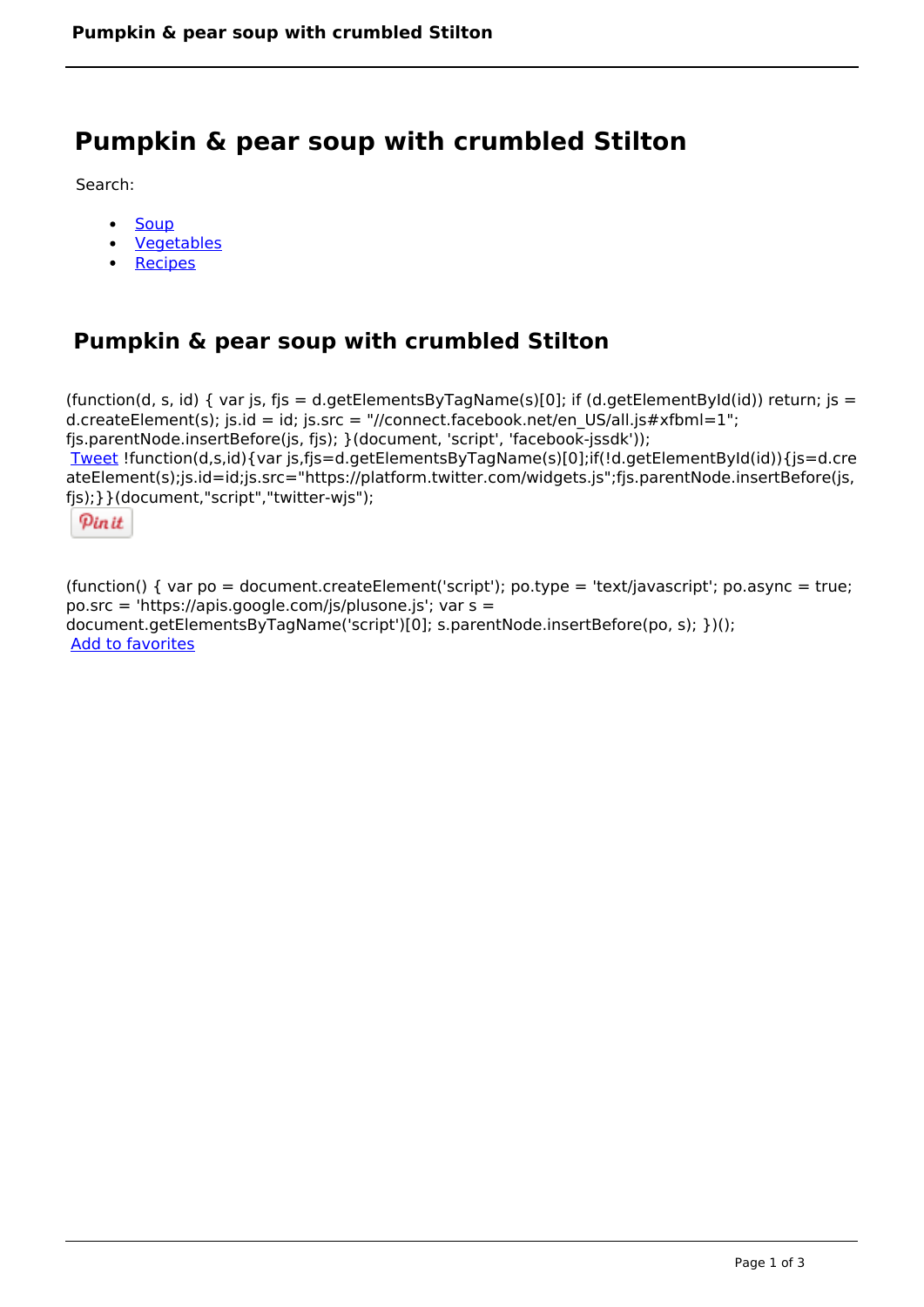# Pumpkin & pear soup with crumbled Stilton

Search:

- Soup
- Vegetables
- Recipes

## Pumpkin & pear soup with crumbled Stilton

(function(d, s, id) { var js, fjs = d.getElementsByTagName(s)[0]; if (d.getElementById(id)) return; js = d.createElement(s); js.id = id; js.src = "//connect.facebook.net/en_US/all.js#xfbml=1"; fjs.parentNode.insertBefore(js, fjs); }(document, 'script', 'facebook-jssdk'));
Tweet !function(d,s,id){var js,fjs=d.getElementsByTagName(s)[0];if(!d.getElementById(id)){js=d.createElement(s);js.id=id;js.src="https://platform.twitter.com/widgets.js";fjs.parentNode.insertBefore(js,fjs);}}(document,"script","twitter-wjs");

Pin it

(function() { var po = document.createElement('script'); po.type = 'text/javascript'; po.async = true; po.src = 'https://apis.google.com/js/plusone.js'; var s = document.getElementsByTagName('script')[0]; s.parentNode.insertBefore(po, s); })();
Add to favorites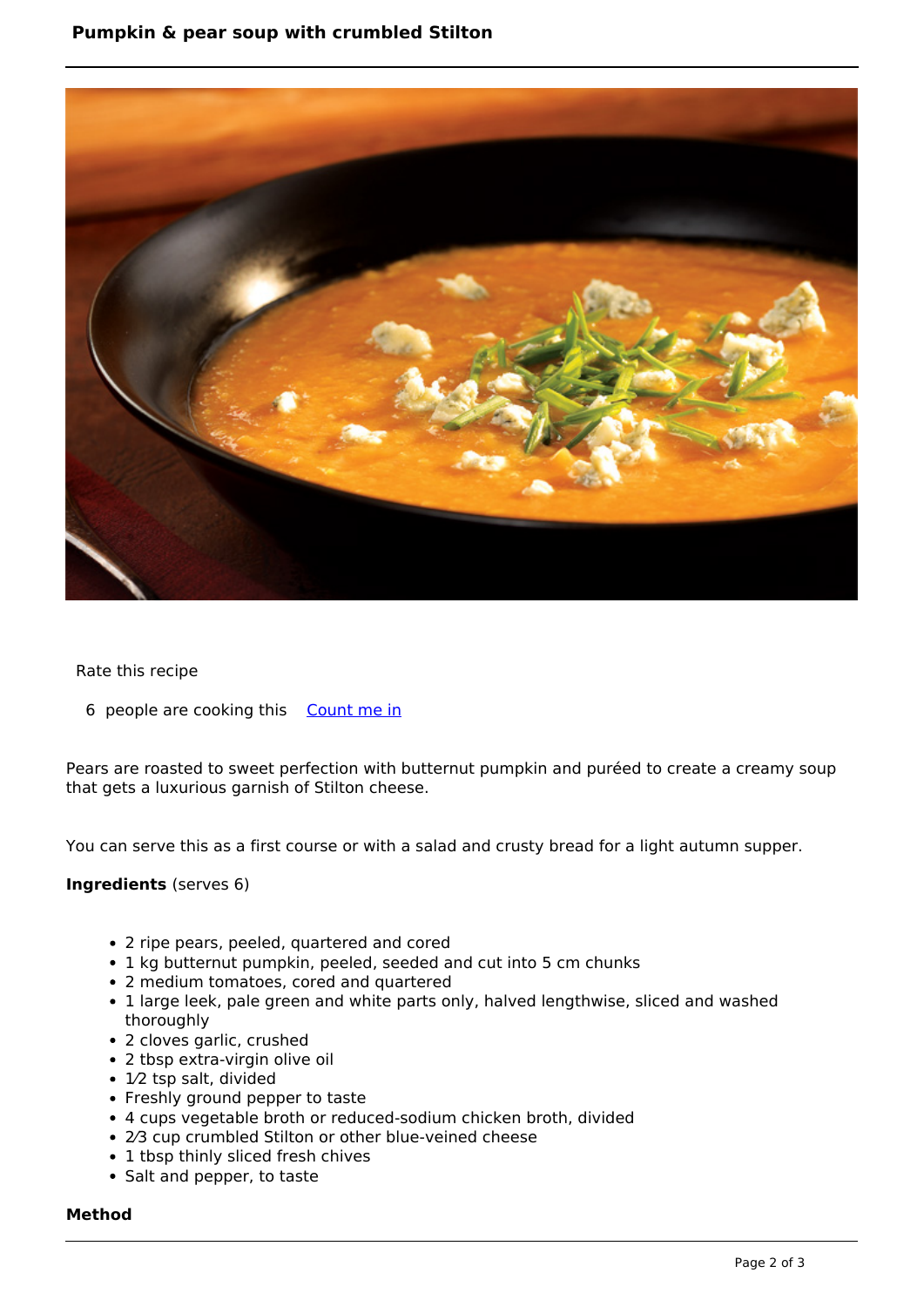# Pumpkin & pear soup with crumbled Stilton

Rate this recipe

6 people are cooking this [Count me in]

Pears are roasted to sweet perfection with butternut pumpkin and puréed to create a creamy soup that gets a luxurious garnish of Stilton cheese.

You can serve this as a first course or with a salad and crusty bread for a light autumn supper.

**Ingredients** (serves 6)

- 2 ripe pears, peeled, quartered and cored
- 1 kg butternut pumpkin, peeled, seeded and cut into 5 cm chunks
- 2 medium tomatoes, cored and quartered
- 1 large leek, pale green and white parts only, halved lengthwise, sliced and washed thoroughly
- 2 cloves garlic, crushed
- 2 tbsp extra-virgin olive oil
- 1⁄2 tsp salt, divided
- Freshly ground pepper to taste
- 4 cups vegetable broth or reduced-sodium chicken broth, divided
- 2⁄3 cup crumbled Stilton or other blue-veined cheese
- 1 tbsp thinly sliced fresh chives
- Salt and pepper, to taste

**Method**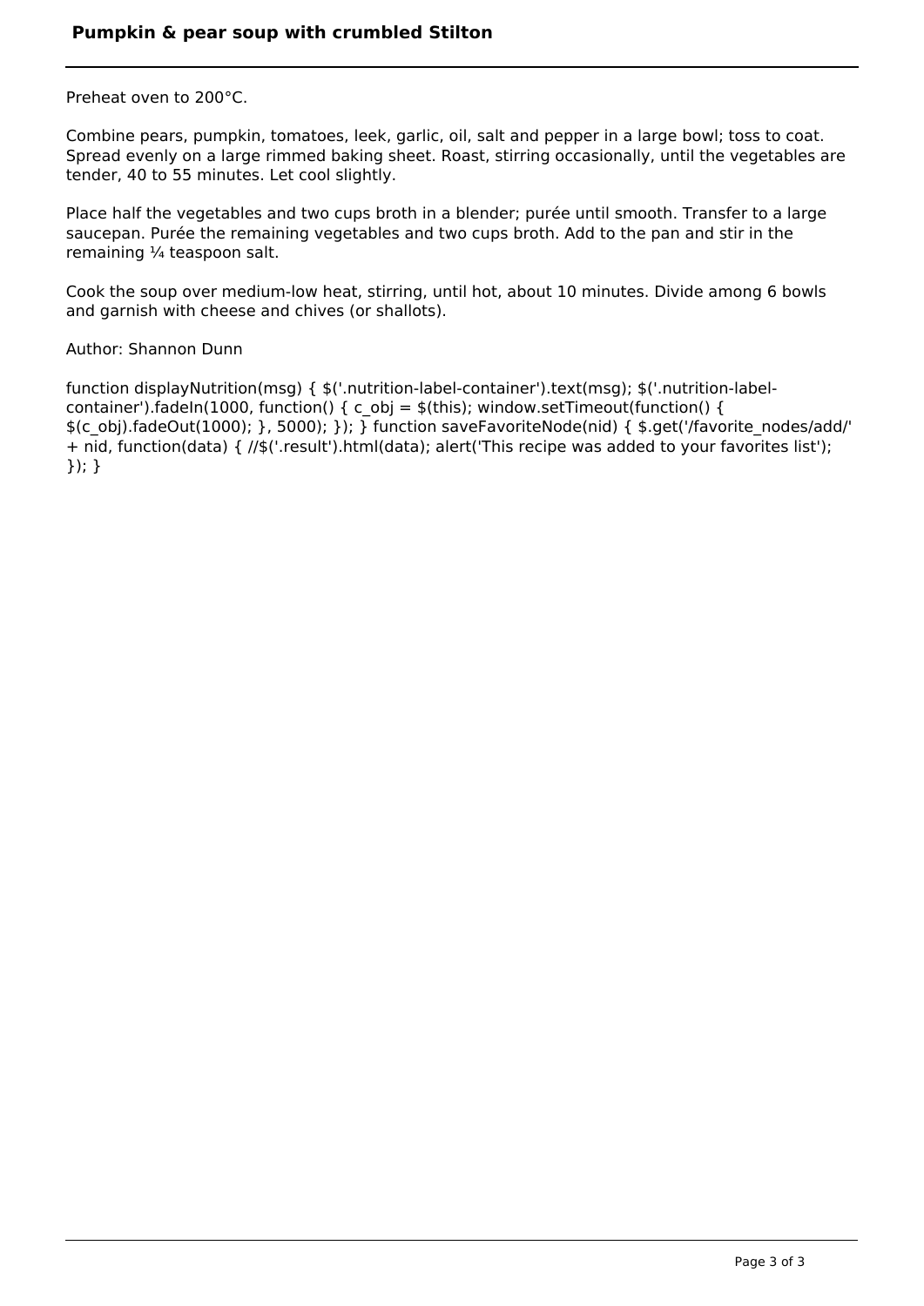Preheat oven to 200°C.

Combine pears, pumpkin, tomatoes, leek, garlic, oil, salt and pepper in a large bowl; toss to coat. Spread evenly on a large rimmed baking sheet. Roast, stirring occasionally, until the vegetables are tender, 40 to 55 minutes. Let cool slightly.

Place half the vegetables and two cups broth in a blender; purée until smooth. Transfer to a large saucepan. Purée the remaining vegetables and two cups broth. Add to the pan and stir in the remaining ¼ teaspoon salt.

Cook the soup over medium-low heat, stirring, until hot, about 10 minutes. Divide among 6 bowls and garnish with cheese and chives (or shallots).

Author: Shannon Dunn

```
function displayNutrition(msg) { $('.nutrition-label-container').text(msg); $('.nutrition-label-container').fadeIn(1000, function() { c_obj = $(this); window.setTimeout(function() { $(c_obj).fadeOut(1000); }, 5000); }); } function saveFavoriteNode(nid) { $.get('/favorite_nodes/add/' + nid, function(data) { //$('.result').html(data); alert('This recipe was added to your favorites list'); }); }
```